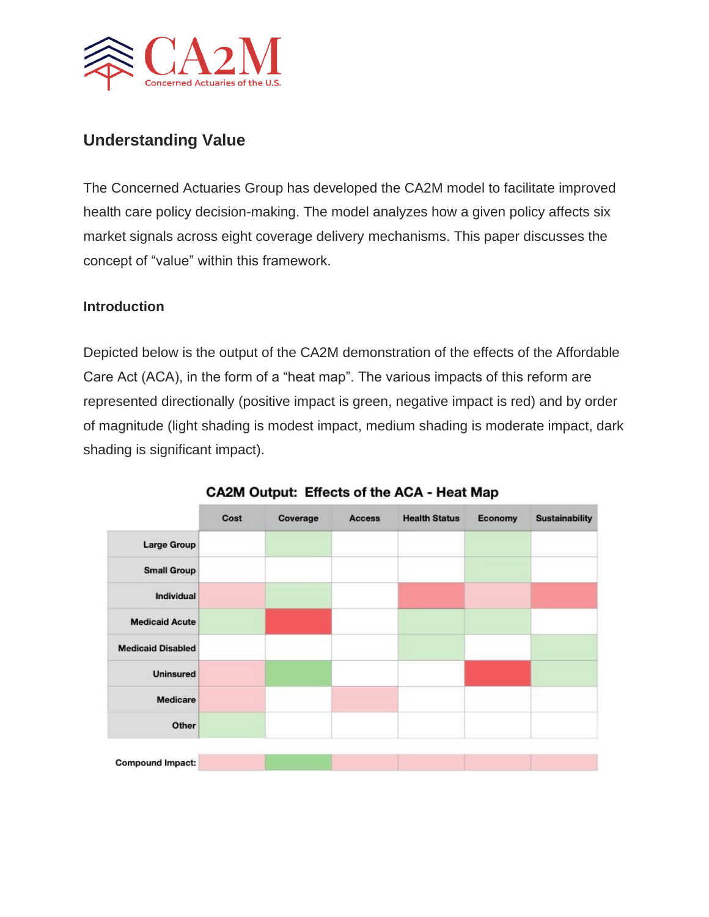CA2M

Concerned Actuaries of the U.S.

## Understanding Value

The Concerned Actuaries Group has developed the CA2M model to facilitate improved health care policy decision-making. The model analyzes how a given policy affects six market signals across eight coverage delivery mechanisms. This paper discusses the concept of "value" within this framework.

### Introduction

Depicted below is the output of the CA2M demonstration of the effects of the Affordable Care Act (ACA), in the form of a "heat map". The various impacts of this reform are represented directionally (positive impact is green, negative impact is red) and by order of magnitude (light shading is modest impact, medium shading is moderate impact, dark shading is significant impact).

**CA2M Output: Effects of the ACA - Heat Map**

| | Cost | Coverage | Access | Health Status | Economy | Sustainability |
|---|---|---|---|---|---|---|
| Large Group | | | | | | |
| Small Group | | | | | | |
| Individual | | | | | | |
| Medicaid Acute | | | | | | |
| Medicaid Disabled | | | | | | |
| Uninsured | | | | | | |
| Medicare | | | | | | |
| Other | | | | | | |
| Compound Impact: | | | | | | |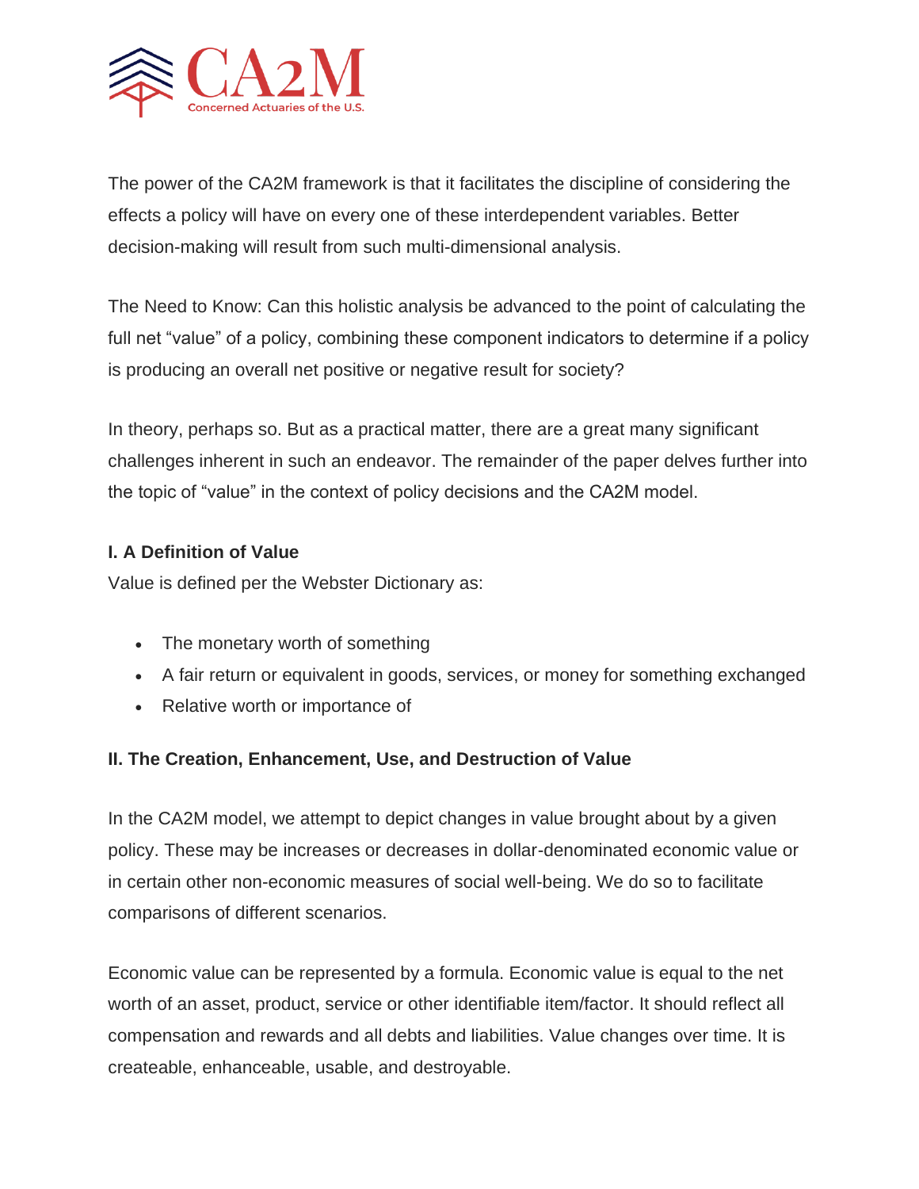The power of the CA2M framework is that it facilitates the discipline of considering the effects a policy will have on every one of these interdependent variables. Better decision-making will result from such multi-dimensional analysis.

The Need to Know: Can this holistic analysis be advanced to the point of calculating the full net "value" of a policy, combining these component indicators to determine if a policy is producing an overall net positive or negative result for society?

In theory, perhaps so. But as a practical matter, there are a great many significant challenges inherent in such an endeavor. The remainder of the paper delves further into the topic of "value" in the context of policy decisions and the CA2M model.

**I. A Definition of Value**

Value is defined per the Webster Dictionary as:

- The monetary worth of something
- A fair return or equivalent in goods, services, or money for something exchanged
- Relative worth or importance of

**II. The Creation, Enhancement, Use, and Destruction of Value**

In the CA2M model, we attempt to depict changes in value brought about by a given policy. These may be increases or decreases in dollar-denominated economic value or in certain other non-economic measures of social well-being. We do so to facilitate comparisons of different scenarios.

Economic value can be represented by a formula. Economic value is equal to the net worth of an asset, product, service or other identifiable item/factor. It should reflect all compensation and rewards and all debts and liabilities. Value changes over time. It is createable, enhanceable, usable, and destroyable.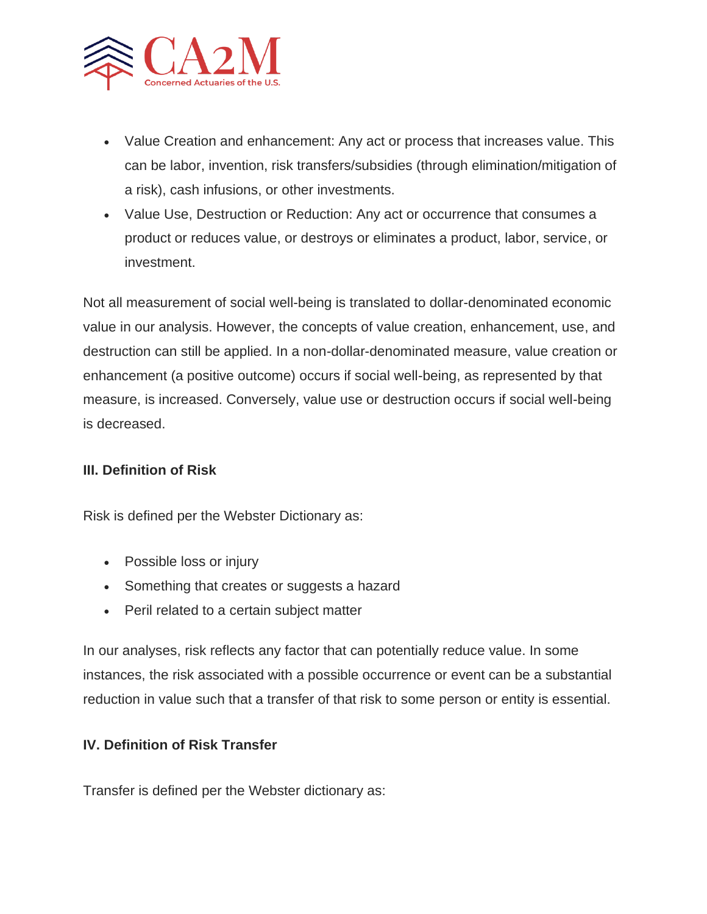- Value Creation and enhancement: Any act or process that increases value. This can be labor, invention, risk transfers/subsidies (through elimination/mitigation of a risk), cash infusions, or other investments.
- Value Use, Destruction or Reduction: Any act or occurrence that consumes a product or reduces value, or destroys or eliminates a product, labor, service, or investment.

Not all measurement of social well-being is translated to dollar-denominated economic value in our analysis. However, the concepts of value creation, enhancement, use, and destruction can still be applied. In a non-dollar-denominated measure, value creation or enhancement (a positive outcome) occurs if social well-being, as represented by that measure, is increased. Conversely, value use or destruction occurs if social well-being is decreased.

**III. Definition of Risk**

Risk is defined per the Webster Dictionary as:

- Possible loss or injury
- Something that creates or suggests a hazard
- Peril related to a certain subject matter

In our analyses, risk reflects any factor that can potentially reduce value. In some instances, the risk associated with a possible occurrence or event can be a substantial reduction in value such that a transfer of that risk to some person or entity is essential.

**IV. Definition of Risk Transfer**

Transfer is defined per the Webster dictionary as: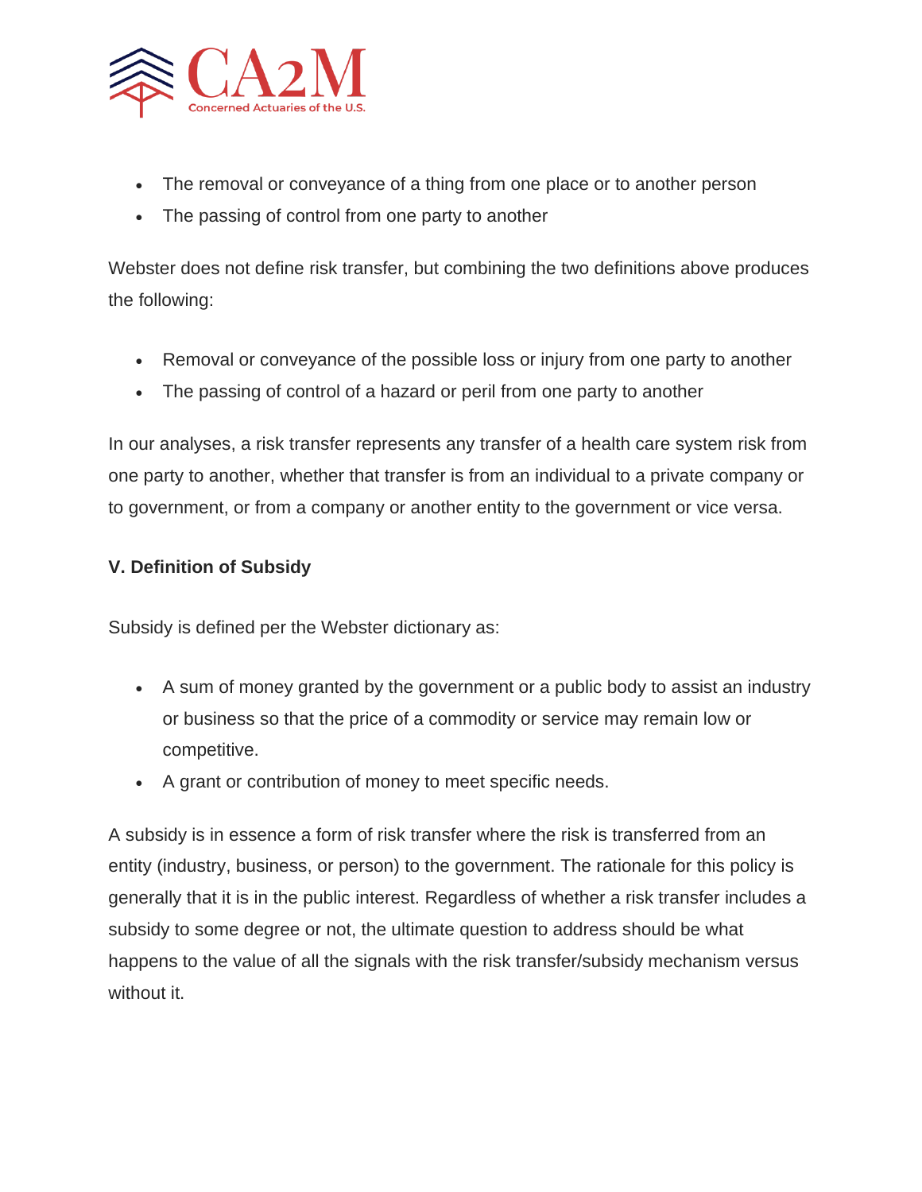- The removal or conveyance of a thing from one place or to another person
- The passing of control from one party to another

Webster does not define risk transfer, but combining the two definitions above produces the following:

- Removal or conveyance of the possible loss or injury from one party to another
- The passing of control of a hazard or peril from one party to another

In our analyses, a risk transfer represents any transfer of a health care system risk from one party to another, whether that transfer is from an individual to a private company or to government, or from a company or another entity to the government or vice versa.

**V. Definition of Subsidy**

Subsidy is defined per the Webster dictionary as:

- A sum of money granted by the government or a public body to assist an industry or business so that the price of a commodity or service may remain low or competitive.
- A grant or contribution of money to meet specific needs.

A subsidy is in essence a form of risk transfer where the risk is transferred from an entity (industry, business, or person) to the government. The rationale for this policy is generally that it is in the public interest. Regardless of whether a risk transfer includes a subsidy to some degree or not, the ultimate question to address should be what happens to the value of all the signals with the risk transfer/subsidy mechanism versus without it.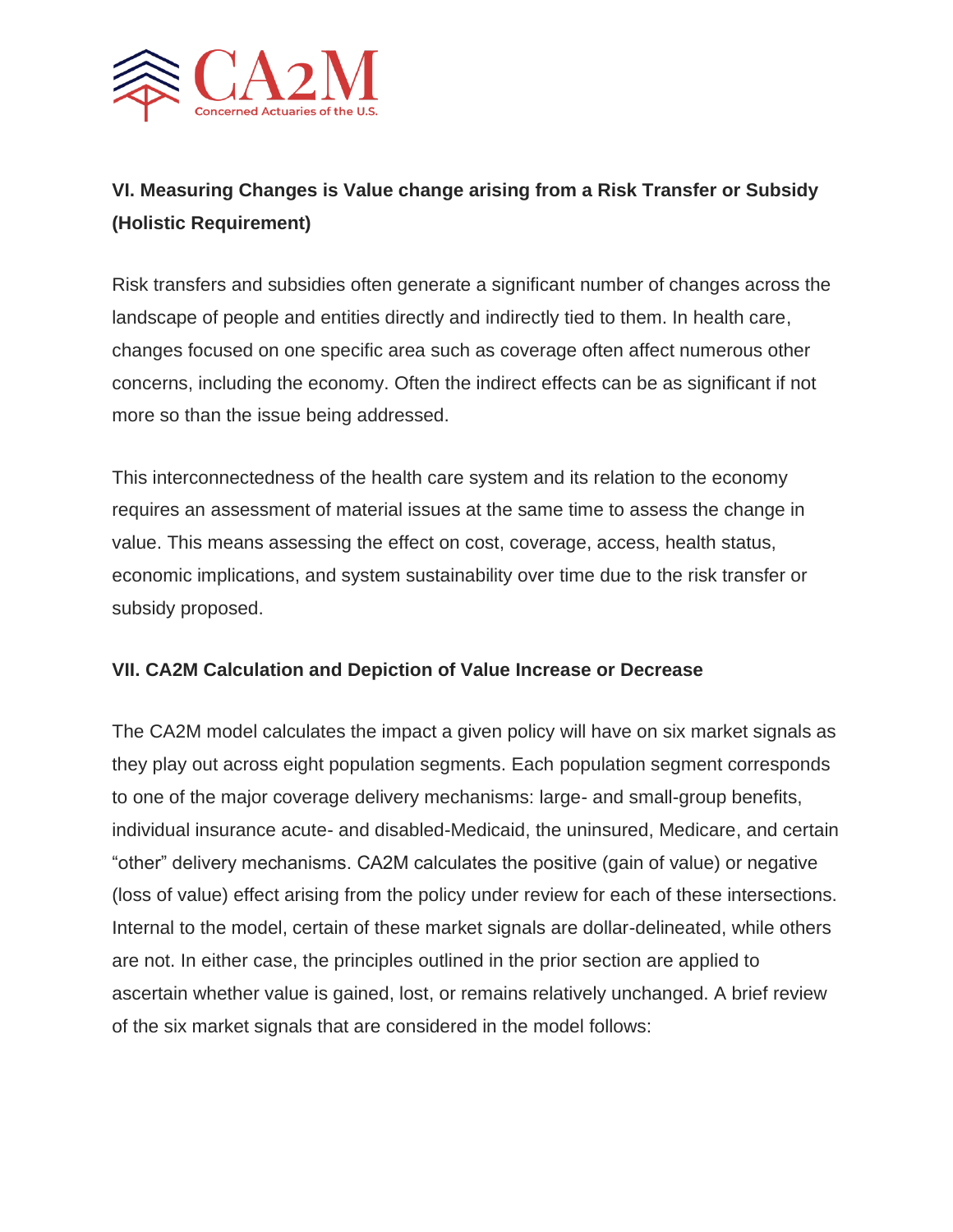### VI. Measuring Changes is Value change arising from a Risk Transfer or Subsidy (Holistic Requirement)

Risk transfers and subsidies often generate a significant number of changes across the landscape of people and entities directly and indirectly tied to them. In health care, changes focused on one specific area such as coverage often affect numerous other concerns, including the economy. Often the indirect effects can be as significant if not more so than the issue being addressed.

This interconnectedness of the health care system and its relation to the economy requires an assessment of material issues at the same time to assess the change in value. This means assessing the effect on cost, coverage, access, health status, economic implications, and system sustainability over time due to the risk transfer or subsidy proposed.

### VII. CA2M Calculation and Depiction of Value Increase or Decrease

The CA2M model calculates the impact a given policy will have on six market signals as they play out across eight population segments. Each population segment corresponds to one of the major coverage delivery mechanisms: large- and small-group benefits, individual insurance acute- and disabled-Medicaid, the uninsured, Medicare, and certain "other" delivery mechanisms. CA2M calculates the positive (gain of value) or negative (loss of value) effect arising from the policy under review for each of these intersections. Internal to the model, certain of these market signals are dollar-delineated, while others are not. In either case, the principles outlined in the prior section are applied to ascertain whether value is gained, lost, or remains relatively unchanged. A brief review of the six market signals that are considered in the model follows: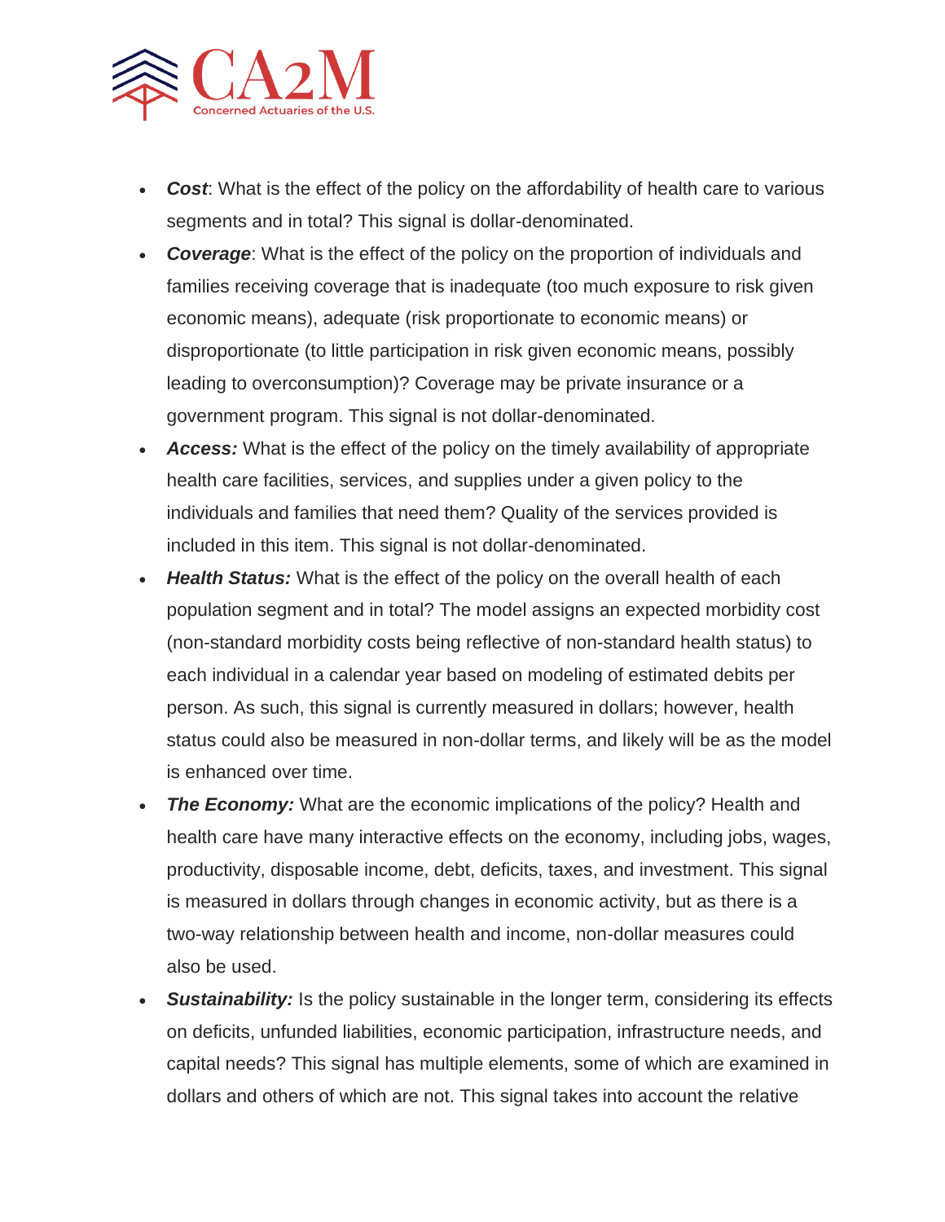- ***Cost***: What is the effect of the policy on the affordability of health care to various segments and in total? This signal is dollar-denominated.
- ***Coverage***: What is the effect of the policy on the proportion of individuals and families receiving coverage that is inadequate (too much exposure to risk given economic means), adequate (risk proportionate to economic means) or disproportionate (to little participation in risk given economic means, possibly leading to overconsumption)? Coverage may be private insurance or a government program. This signal is not dollar-denominated.
- ***Access:*** What is the effect of the policy on the timely availability of appropriate health care facilities, services, and supplies under a given policy to the individuals and families that need them? Quality of the services provided is included in this item. This signal is not dollar-denominated.
- ***Health Status:*** What is the effect of the policy on the overall health of each population segment and in total? The model assigns an expected morbidity cost (non-standard morbidity costs being reflective of non-standard health status) to each individual in a calendar year based on modeling of estimated debits per person. As such, this signal is currently measured in dollars; however, health status could also be measured in non-dollar terms, and likely will be as the model is enhanced over time.
- ***The Economy:*** What are the economic implications of the policy? Health and health care have many interactive effects on the economy, including jobs, wages, productivity, disposable income, debt, deficits, taxes, and investment. This signal is measured in dollars through changes in economic activity, but as there is a two-way relationship between health and income, non-dollar measures could also be used.
- ***Sustainability:*** Is the policy sustainable in the longer term, considering its effects on deficits, unfunded liabilities, economic participation, infrastructure needs, and capital needs? This signal has multiple elements, some of which are examined in dollars and others of which are not. This signal takes into account the relative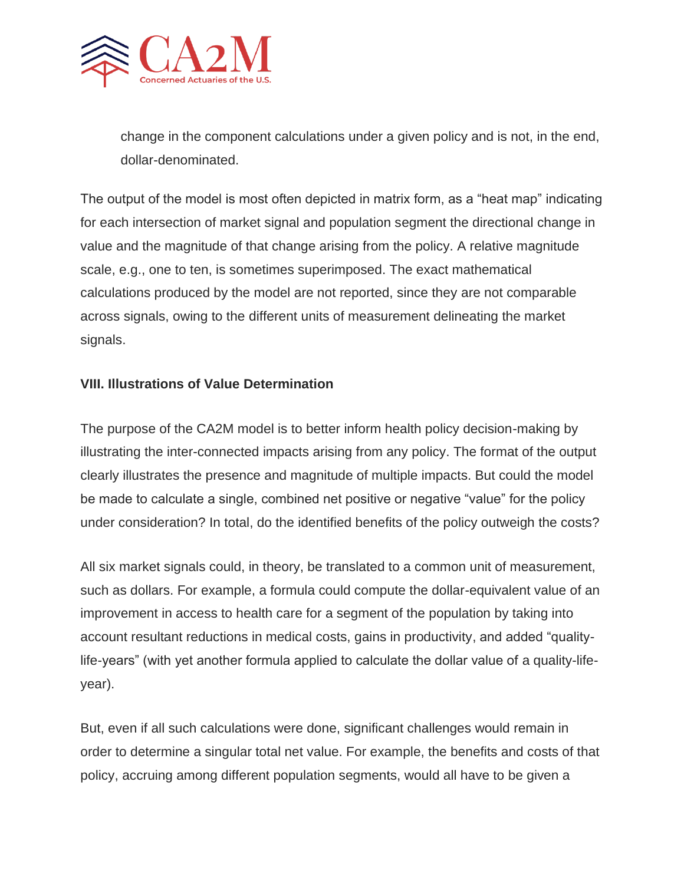change in the component calculations under a given policy and is not, in the end, dollar-denominated.

The output of the model is most often depicted in matrix form, as a “heat map” indicating for each intersection of market signal and population segment the directional change in value and the magnitude of that change arising from the policy. A relative magnitude scale, e.g., one to ten, is sometimes superimposed. The exact mathematical calculations produced by the model are not reported, since they are not comparable across signals, owing to the different units of measurement delineating the market signals.

**VIII. Illustrations of Value Determination**

The purpose of the CA2M model is to better inform health policy decision-making by illustrating the inter-connected impacts arising from any policy. The format of the output clearly illustrates the presence and magnitude of multiple impacts. But could the model be made to calculate a single, combined net positive or negative “value” for the policy under consideration? In total, do the identified benefits of the policy outweigh the costs?

All six market signals could, in theory, be translated to a common unit of measurement, such as dollars. For example, a formula could compute the dollar-equivalent value of an improvement in access to health care for a segment of the population by taking into account resultant reductions in medical costs, gains in productivity, and added “quality-life-years” (with yet another formula applied to calculate the dollar value of a quality-life-year).

But, even if all such calculations were done, significant challenges would remain in order to determine a singular total net value. For example, the benefits and costs of that policy, accruing among different population segments, would all have to be given a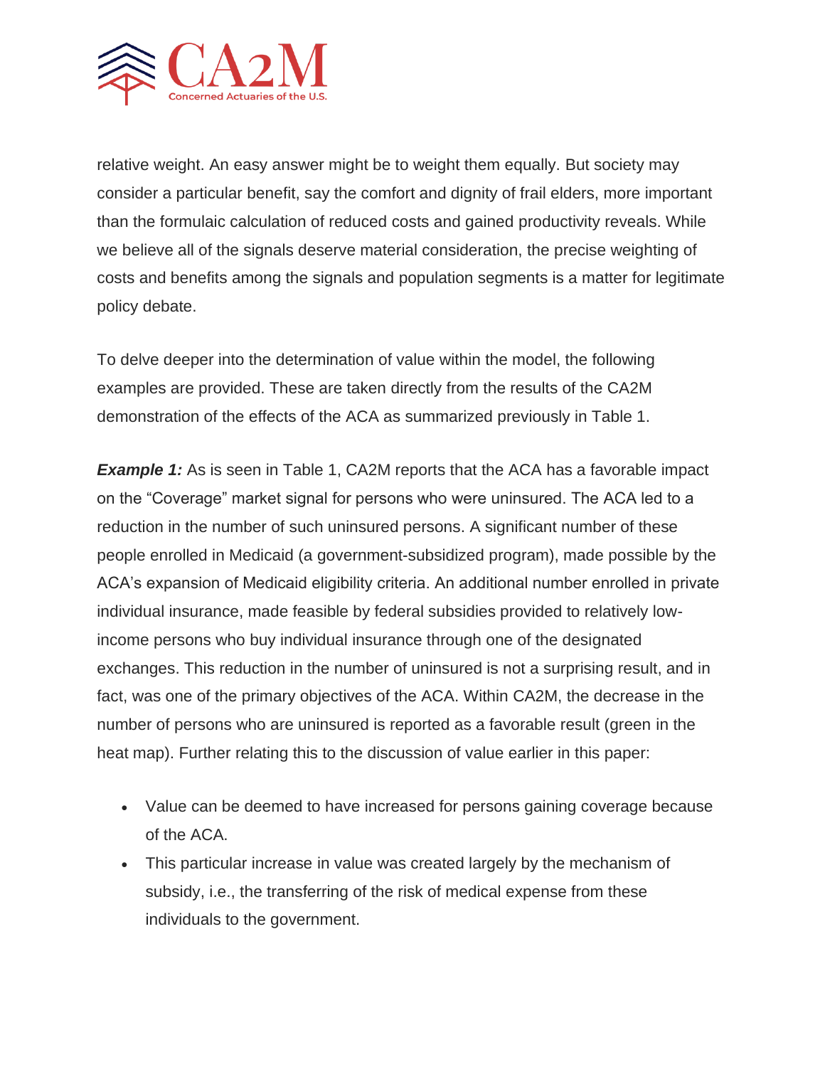relative weight. An easy answer might be to weight them equally. But society may consider a particular benefit, say the comfort and dignity of frail elders, more important than the formulaic calculation of reduced costs and gained productivity reveals. While we believe all of the signals deserve material consideration, the precise weighting of costs and benefits among the signals and population segments is a matter for legitimate policy debate.

To delve deeper into the determination of value within the model, the following examples are provided. These are taken directly from the results of the CA2M demonstration of the effects of the ACA as summarized previously in Table 1.

***Example 1:*** As is seen in Table 1, CA2M reports that the ACA has a favorable impact on the "Coverage" market signal for persons who were uninsured. The ACA led to a reduction in the number of such uninsured persons. A significant number of these people enrolled in Medicaid (a government-subsidized program), made possible by the ACA's expansion of Medicaid eligibility criteria. An additional number enrolled in private individual insurance, made feasible by federal subsidies provided to relatively low-income persons who buy individual insurance through one of the designated exchanges. This reduction in the number of uninsured is not a surprising result, and in fact, was one of the primary objectives of the ACA. Within CA2M, the decrease in the number of persons who are uninsured is reported as a favorable result (green in the heat map). Further relating this to the discussion of value earlier in this paper:

- Value can be deemed to have increased for persons gaining coverage because of the ACA.
- This particular increase in value was created largely by the mechanism of subsidy, i.e., the transferring of the risk of medical expense from these individuals to the government.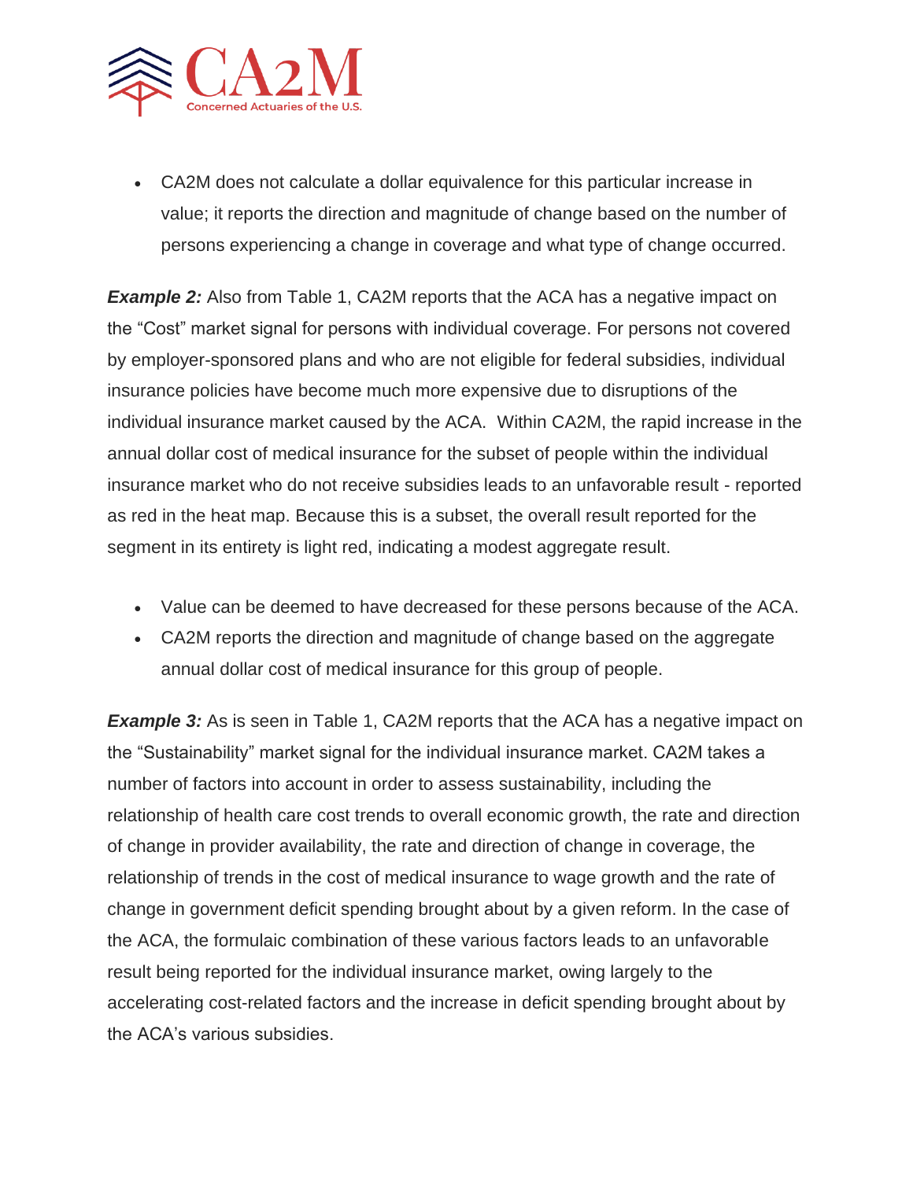- CA2M does not calculate a dollar equivalence for this particular increase in value; it reports the direction and magnitude of change based on the number of persons experiencing a change in coverage and what type of change occurred.

***Example 2:*** Also from Table 1, CA2M reports that the ACA has a negative impact on the "Cost" market signal for persons with individual coverage. For persons not covered by employer-sponsored plans and who are not eligible for federal subsidies, individual insurance policies have become much more expensive due to disruptions of the individual insurance market caused by the ACA. Within CA2M, the rapid increase in the annual dollar cost of medical insurance for the subset of people within the individual insurance market who do not receive subsidies leads to an unfavorable result - reported as red in the heat map. Because this is a subset, the overall result reported for the segment in its entirety is light red, indicating a modest aggregate result.

- Value can be deemed to have decreased for these persons because of the ACA.
- CA2M reports the direction and magnitude of change based on the aggregate annual dollar cost of medical insurance for this group of people.

***Example 3:*** As is seen in Table 1, CA2M reports that the ACA has a negative impact on the "Sustainability" market signal for the individual insurance market. CA2M takes a number of factors into account in order to assess sustainability, including the relationship of health care cost trends to overall economic growth, the rate and direction of change in provider availability, the rate and direction of change in coverage, the relationship of trends in the cost of medical insurance to wage growth and the rate of change in government deficit spending brought about by a given reform. In the case of the ACA, the formulaic combination of these various factors leads to an unfavorable result being reported for the individual insurance market, owing largely to the accelerating cost-related factors and the increase in deficit spending brought about by the ACA's various subsidies.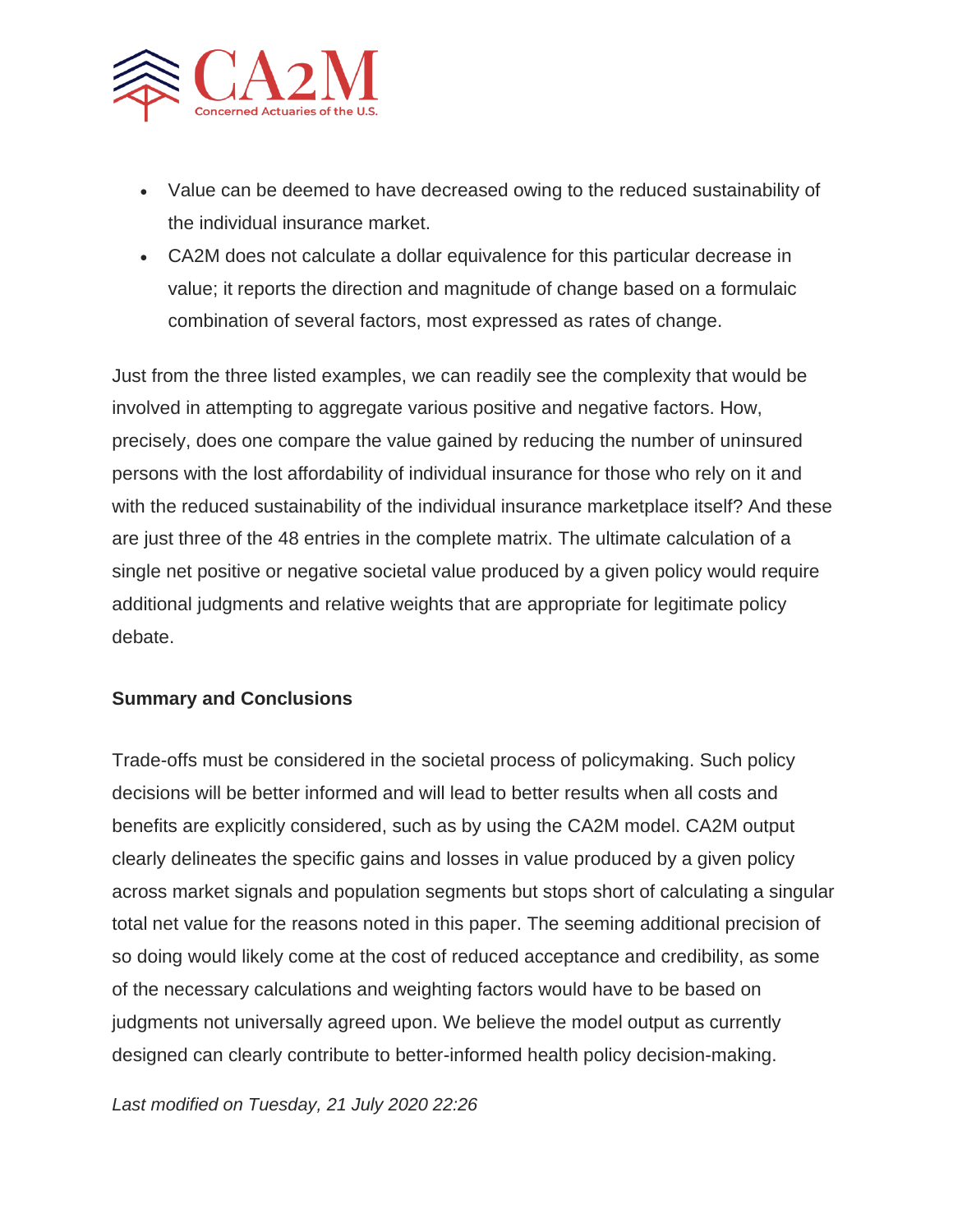- Value can be deemed to have decreased owing to the reduced sustainability of the individual insurance market.
- CA2M does not calculate a dollar equivalence for this particular decrease in value; it reports the direction and magnitude of change based on a formulaic combination of several factors, most expressed as rates of change.

Just from the three listed examples, we can readily see the complexity that would be involved in attempting to aggregate various positive and negative factors. How, precisely, does one compare the value gained by reducing the number of uninsured persons with the lost affordability of individual insurance for those who rely on it and with the reduced sustainability of the individual insurance marketplace itself? And these are just three of the 48 entries in the complete matrix. The ultimate calculation of a single net positive or negative societal value produced by a given policy would require additional judgments and relative weights that are appropriate for legitimate policy debate.

**Summary and Conclusions**

Trade-offs must be considered in the societal process of policymaking. Such policy decisions will be better informed and will lead to better results when all costs and benefits are explicitly considered, such as by using the CA2M model. CA2M output clearly delineates the specific gains and losses in value produced by a given policy across market signals and population segments but stops short of calculating a singular total net value for the reasons noted in this paper. The seeming additional precision of so doing would likely come at the cost of reduced acceptance and credibility, as some of the necessary calculations and weighting factors would have to be based on judgments not universally agreed upon. We believe the model output as currently designed can clearly contribute to better-informed health policy decision-making.

*Last modified on Tuesday, 21 July 2020 22:26*